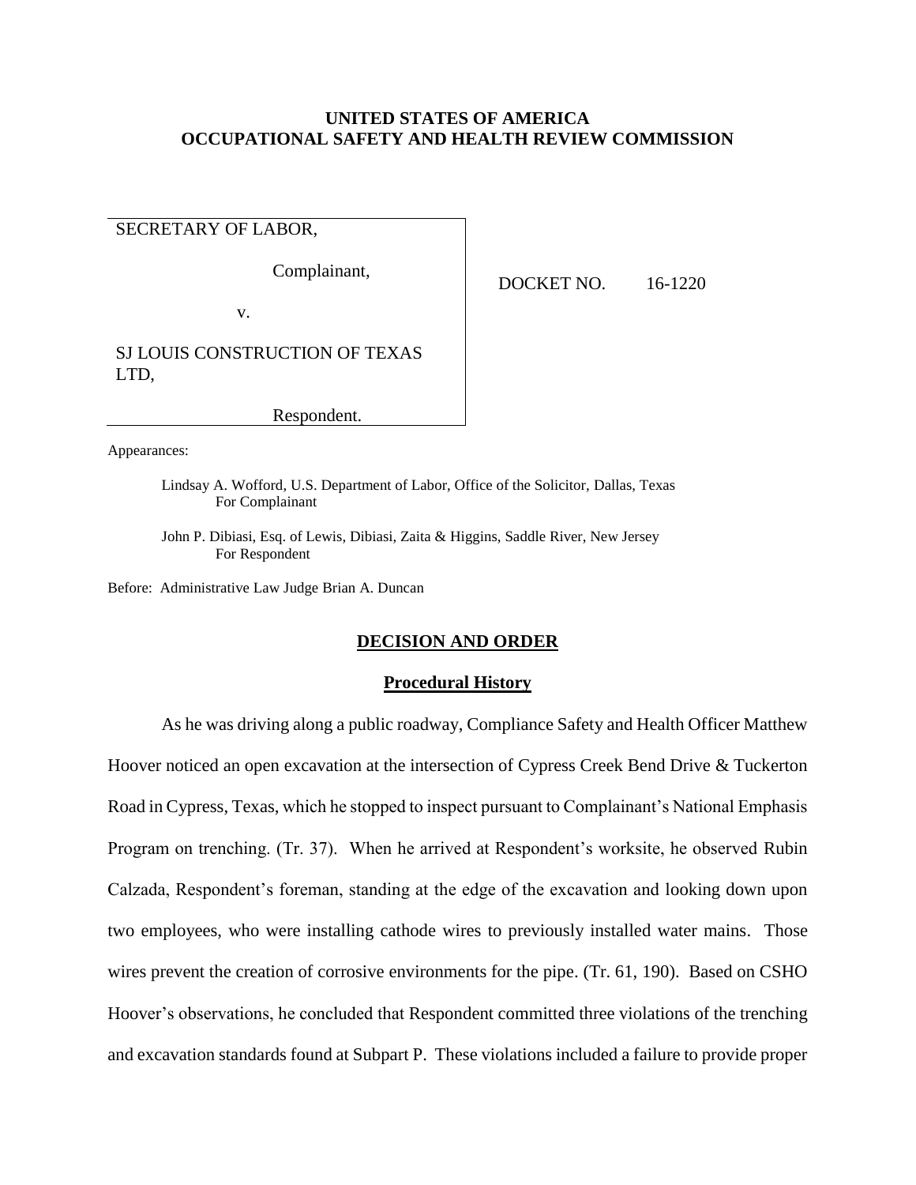**UNITED STATES OF AMERICA**
**OCCUPATIONAL SAFETY AND HEALTH REVIEW COMMISSION**

| | |
|---|---|
| SECRETARY OF LABOR,<br><br>Complainant,<br><br>v.<br><br>SJ LOUIS CONSTRUCTION OF TEXAS LTD,<br><br>Respondent. | DOCKET NO. 16-1220 |

Appearances:

Lindsay A. Wofford, U.S. Department of Labor, Office of the Solicitor, Dallas, Texas
For Complainant

John P. Dibiasi, Esq. of Lewis, Dibiasi, Zaita & Higgins, Saddle River, New Jersey
For Respondent

Before: Administrative Law Judge Brian A. Duncan

## DECISION AND ORDER

### Procedural History

As he was driving along a public roadway, Compliance Safety and Health Officer Matthew Hoover noticed an open excavation at the intersection of Cypress Creek Bend Drive & Tuckerton Road in Cypress, Texas, which he stopped to inspect pursuant to Complainant's National Emphasis Program on trenching. (Tr. 37). When he arrived at Respondent's worksite, he observed Rubin Calzada, Respondent's foreman, standing at the edge of the excavation and looking down upon two employees, who were installing cathode wires to previously installed water mains. Those wires prevent the creation of corrosive environments for the pipe. (Tr. 61, 190). Based on CSHO Hoover's observations, he concluded that Respondent committed three violations of the trenching and excavation standards found at Subpart P. These violations included a failure to provide proper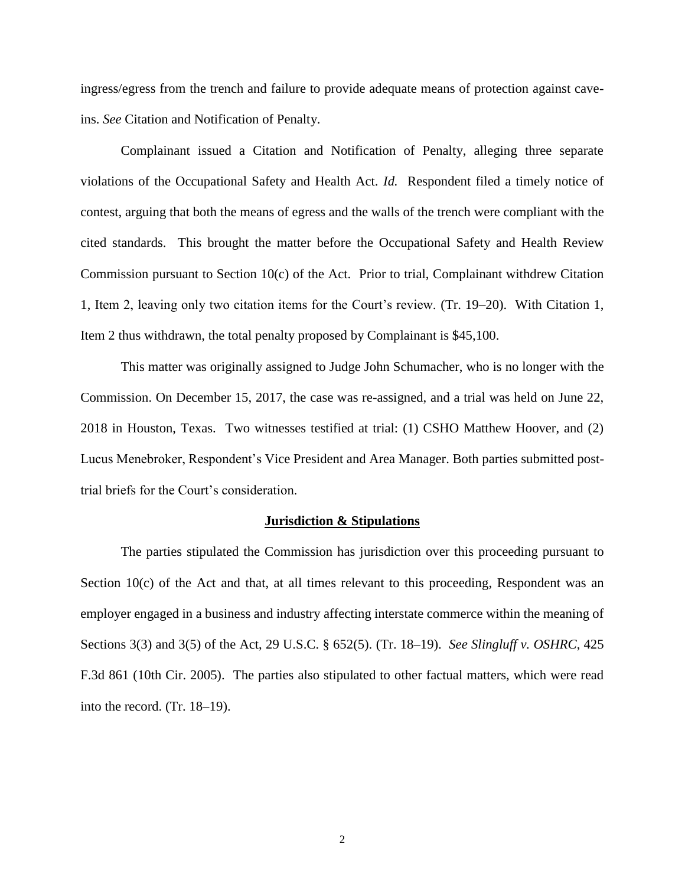ingress/egress from the trench and failure to provide adequate means of protection against cave-ins. *See* Citation and Notification of Penalty.

Complainant issued a Citation and Notification of Penalty, alleging three separate violations of the Occupational Safety and Health Act. *Id.* Respondent filed a timely notice of contest, arguing that both the means of egress and the walls of the trench were compliant with the cited standards. This brought the matter before the Occupational Safety and Health Review Commission pursuant to Section 10(c) of the Act. Prior to trial, Complainant withdrew Citation 1, Item 2, leaving only two citation items for the Court's review. (Tr. 19–20). With Citation 1, Item 2 thus withdrawn, the total penalty proposed by Complainant is $45,100.

This matter was originally assigned to Judge John Schumacher, who is no longer with the Commission. On December 15, 2017, the case was re-assigned, and a trial was held on June 22, 2018 in Houston, Texas. Two witnesses testified at trial: (1) CSHO Matthew Hoover, and (2) Lucus Menebroker, Respondent's Vice President and Area Manager. Both parties submitted post-trial briefs for the Court's consideration.

## Jurisdiction & Stipulations

The parties stipulated the Commission has jurisdiction over this proceeding pursuant to Section 10(c) of the Act and that, at all times relevant to this proceeding, Respondent was an employer engaged in a business and industry affecting interstate commerce within the meaning of Sections 3(3) and 3(5) of the Act, 29 U.S.C. § 652(5). (Tr. 18–19). *See Slingluff v. OSHRC*, 425 F.3d 861 (10th Cir. 2005). The parties also stipulated to other factual matters, which were read into the record. (Tr. 18–19).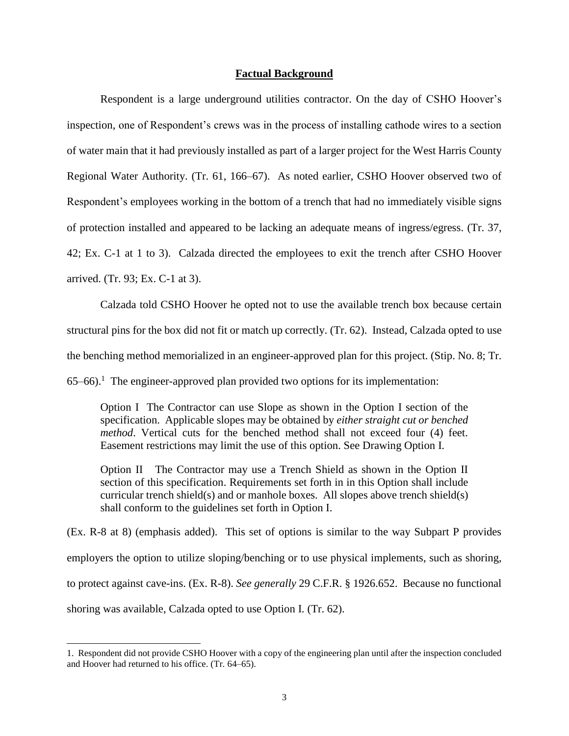## Factual Background

Respondent is a large underground utilities contractor. On the day of CSHO Hoover's inspection, one of Respondent's crews was in the process of installing cathode wires to a section of water main that it had previously installed as part of a larger project for the West Harris County Regional Water Authority. (Tr. 61, 166–67). As noted earlier, CSHO Hoover observed two of Respondent's employees working in the bottom of a trench that had no immediately visible signs of protection installed and appeared to be lacking an adequate means of ingress/egress. (Tr. 37, 42; Ex. C-1 at 1 to 3). Calzada directed the employees to exit the trench after CSHO Hoover arrived. (Tr. 93; Ex. C-1 at 3).

Calzada told CSHO Hoover he opted not to use the available trench box because certain structural pins for the box did not fit or match up correctly. (Tr. 62). Instead, Calzada opted to use the benching method memorialized in an engineer-approved plan for this project. (Stip. No. 8; Tr. 65–66).[1] The engineer-approved plan provided two options for its implementation:

> Option I The Contractor can use Slope as shown in the Option I section of the specification. Applicable slopes may be obtained by *either straight cut or benched method*. Vertical cuts for the benched method shall not exceed four (4) feet. Easement restrictions may limit the use of this option. See Drawing Option I.
>
> Option II The Contractor may use a Trench Shield as shown in the Option II section of this specification. Requirements set forth in in this Option shall include curricular trench shield(s) and or manhole boxes. All slopes above trench shield(s) shall conform to the guidelines set forth in Option I.

(Ex. R-8 at 8) (emphasis added). This set of options is similar to the way Subpart P provides employers the option to utilize sloping/benching or to use physical implements, such as shoring, to protect against cave-ins. (Ex. R-8). *See generally* 29 C.F.R. § 1926.652. Because no functional shoring was available, Calzada opted to use Option I. (Tr. 62).

---

1. Respondent did not provide CSHO Hoover with a copy of the engineering plan until after the inspection concluded and Hoover had returned to his office. (Tr. 64–65).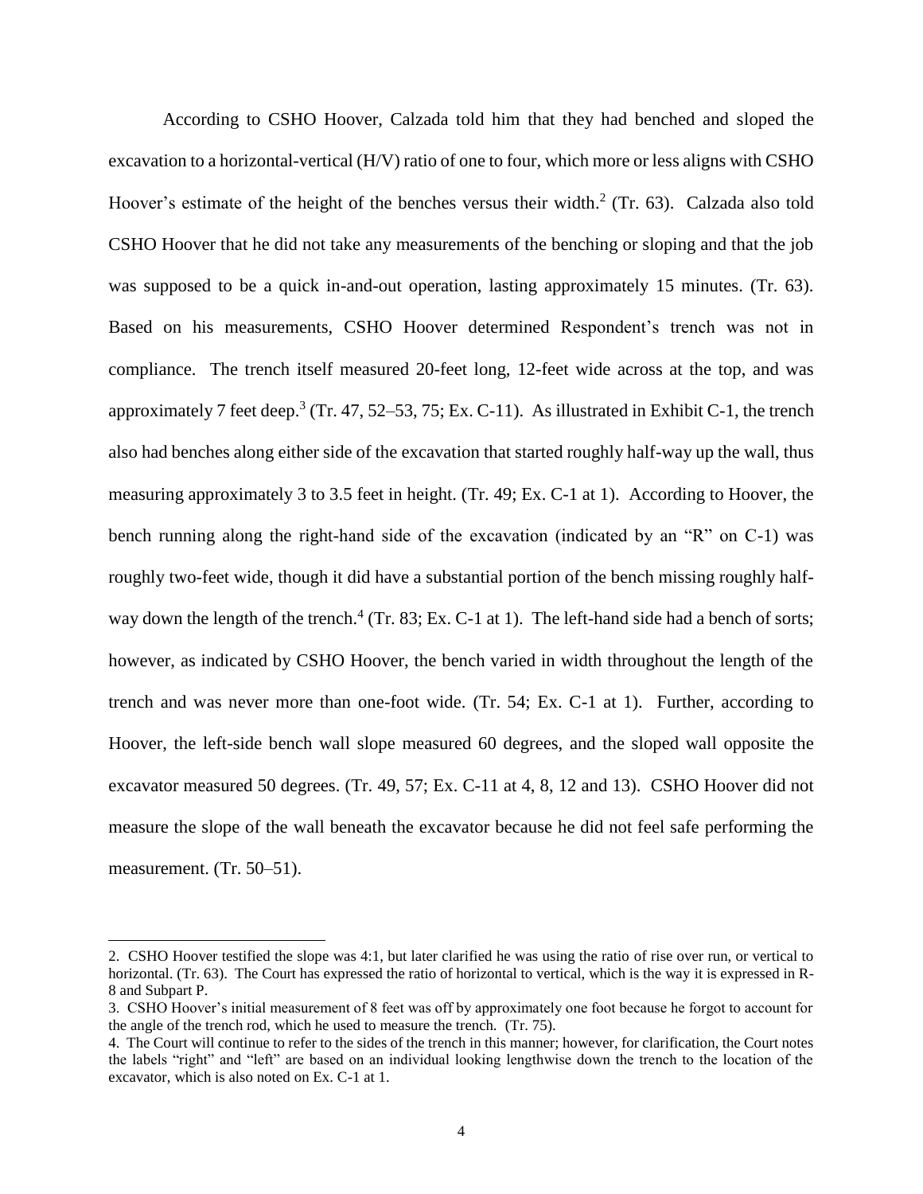According to CSHO Hoover, Calzada told him that they had benched and sloped the excavation to a horizontal-vertical (H/V) ratio of one to four, which more or less aligns with CSHO Hoover's estimate of the height of the benches versus their width.[2] (Tr. 63). Calzada also told CSHO Hoover that he did not take any measurements of the benching or sloping and that the job was supposed to be a quick in-and-out operation, lasting approximately 15 minutes. (Tr. 63). Based on his measurements, CSHO Hoover determined Respondent's trench was not in compliance. The trench itself measured 20-feet long, 12-feet wide across at the top, and was approximately 7 feet deep.[3] (Tr. 47, 52–53, 75; Ex. C-11). As illustrated in Exhibit C-1, the trench also had benches along either side of the excavation that started roughly half-way up the wall, thus measuring approximately 3 to 3.5 feet in height. (Tr. 49; Ex. C-1 at 1). According to Hoover, the bench running along the right-hand side of the excavation (indicated by an "R" on C-1) was roughly two-feet wide, though it did have a substantial portion of the bench missing roughly half-way down the length of the trench.[4] (Tr. 83; Ex. C-1 at 1). The left-hand side had a bench of sorts; however, as indicated by CSHO Hoover, the bench varied in width throughout the length of the trench and was never more than one-foot wide. (Tr. 54; Ex. C-1 at 1). Further, according to Hoover, the left-side bench wall slope measured 60 degrees, and the sloped wall opposite the excavator measured 50 degrees. (Tr. 49, 57; Ex. C-11 at 4, 8, 12 and 13). CSHO Hoover did not measure the slope of the wall beneath the excavator because he did not feel safe performing the measurement. (Tr. 50–51).

---

2. CSHO Hoover testified the slope was 4:1, but later clarified he was using the ratio of rise over run, or vertical to horizontal. (Tr. 63). The Court has expressed the ratio of horizontal to vertical, which is the way it is expressed in R-8 and Subpart P.

3. CSHO Hoover's initial measurement of 8 feet was off by approximately one foot because he forgot to account for the angle of the trench rod, which he used to measure the trench. (Tr. 75).

4. The Court will continue to refer to the sides of the trench in this manner; however, for clarification, the Court notes the labels "right" and "left" are based on an individual looking lengthwise down the trench to the location of the excavator, which is also noted on Ex. C-1 at 1.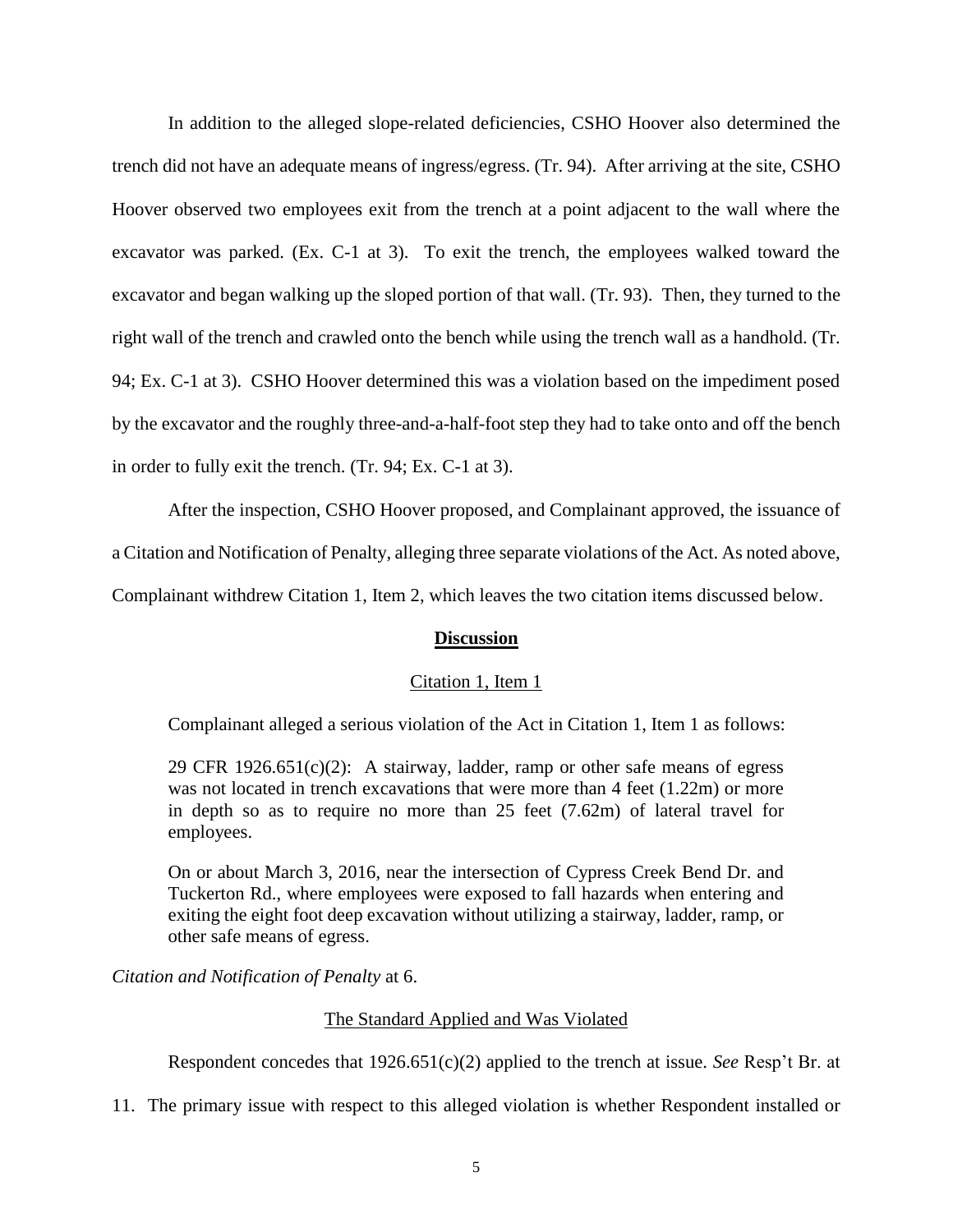In addition to the alleged slope-related deficiencies, CSHO Hoover also determined the trench did not have an adequate means of ingress/egress. (Tr. 94). After arriving at the site, CSHO Hoover observed two employees exit from the trench at a point adjacent to the wall where the excavator was parked. (Ex. C-1 at 3). To exit the trench, the employees walked toward the excavator and began walking up the sloped portion of that wall. (Tr. 93). Then, they turned to the right wall of the trench and crawled onto the bench while using the trench wall as a handhold. (Tr. 94; Ex. C-1 at 3). CSHO Hoover determined this was a violation based on the impediment posed by the excavator and the roughly three-and-a-half-foot step they had to take onto and off the bench in order to fully exit the trench. (Tr. 94; Ex. C-1 at 3).

After the inspection, CSHO Hoover proposed, and Complainant approved, the issuance of a Citation and Notification of Penalty, alleging three separate violations of the Act. As noted above, Complainant withdrew Citation 1, Item 2, which leaves the two citation items discussed below.

## **Discussion**

### Citation 1, Item 1

Complainant alleged a serious violation of the Act in Citation 1, Item 1 as follows:

> 29 CFR 1926.651(c)(2): A stairway, ladder, ramp or other safe means of egress was not located in trench excavations that were more than 4 feet (1.22m) or more in depth so as to require no more than 25 feet (7.62m) of lateral travel for employees.
>
> On or about March 3, 2016, near the intersection of Cypress Creek Bend Dr. and Tuckerton Rd., where employees were exposed to fall hazards when entering and exiting the eight foot deep excavation without utilizing a stairway, ladder, ramp, or other safe means of egress.

*Citation and Notification of Penalty* at 6.

#### The Standard Applied and Was Violated

Respondent concedes that 1926.651(c)(2) applied to the trench at issue. *See* Resp't Br. at 11. The primary issue with respect to this alleged violation is whether Respondent installed or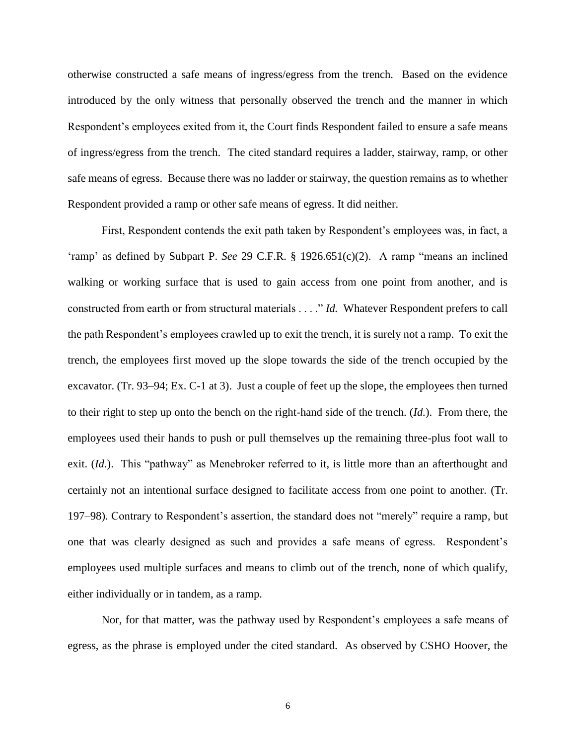otherwise constructed a safe means of ingress/egress from the trench. Based on the evidence introduced by the only witness that personally observed the trench and the manner in which Respondent's employees exited from it, the Court finds Respondent failed to ensure a safe means of ingress/egress from the trench. The cited standard requires a ladder, stairway, ramp, or other safe means of egress. Because there was no ladder or stairway, the question remains as to whether Respondent provided a ramp or other safe means of egress. It did neither.

First, Respondent contends the exit path taken by Respondent's employees was, in fact, a 'ramp' as defined by Subpart P. *See* 29 C.F.R. § 1926.651(c)(2). A ramp "means an inclined walking or working surface that is used to gain access from one point from another, and is constructed from earth or from structural materials . . . ." *Id.* Whatever Respondent prefers to call the path Respondent's employees crawled up to exit the trench, it is surely not a ramp. To exit the trench, the employees first moved up the slope towards the side of the trench occupied by the excavator. (Tr. 93–94; Ex. C-1 at 3). Just a couple of feet up the slope, the employees then turned to their right to step up onto the bench on the right-hand side of the trench. (*Id.*). From there, the employees used their hands to push or pull themselves up the remaining three-plus foot wall to exit. (*Id.*). This "pathway" as Menebroker referred to it, is little more than an afterthought and certainly not an intentional surface designed to facilitate access from one point to another. (Tr. 197–98). Contrary to Respondent's assertion, the standard does not "merely" require a ramp, but one that was clearly designed as such and provides a safe means of egress. Respondent's employees used multiple surfaces and means to climb out of the trench, none of which qualify, either individually or in tandem, as a ramp.

Nor, for that matter, was the pathway used by Respondent's employees a safe means of egress, as the phrase is employed under the cited standard. As observed by CSHO Hoover, the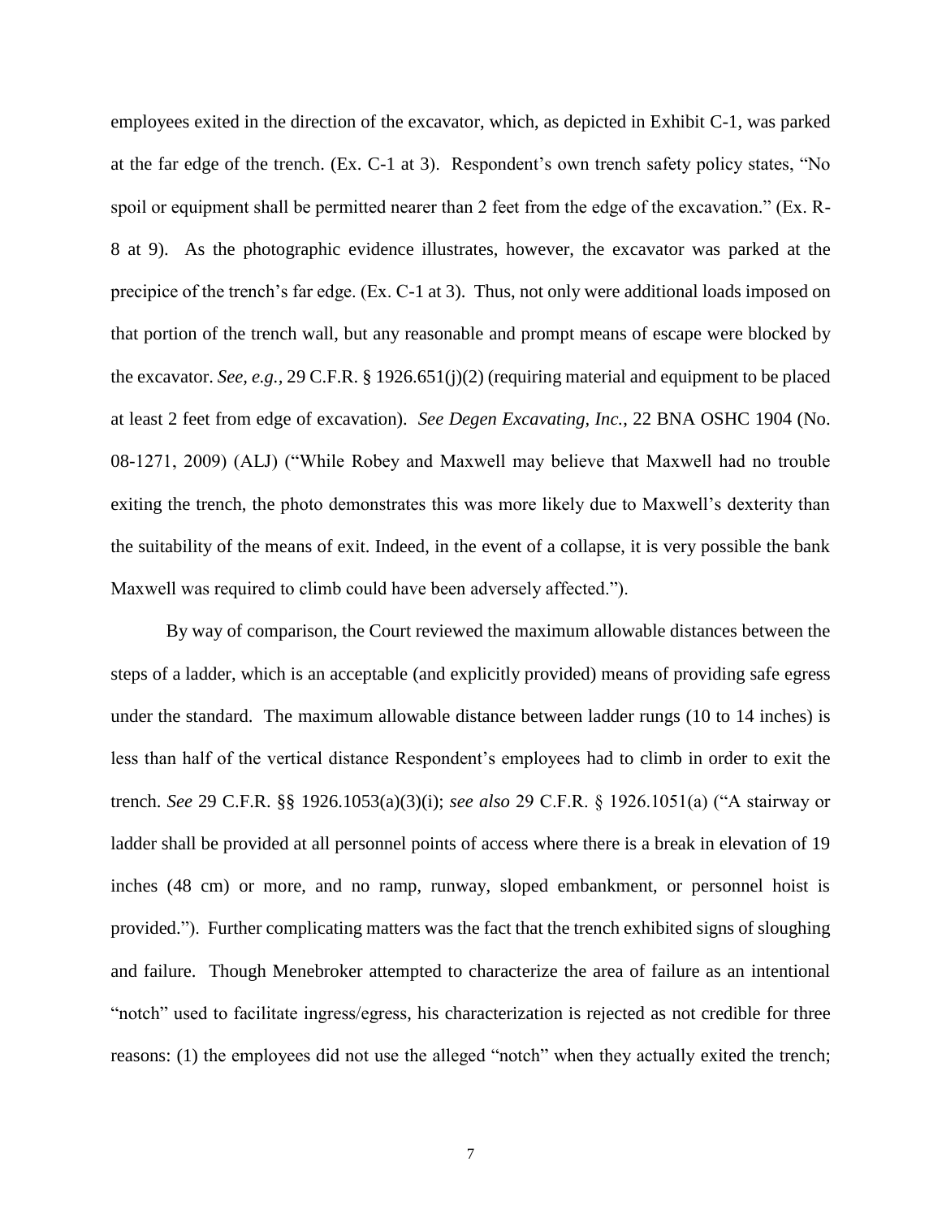employees exited in the direction of the excavator, which, as depicted in Exhibit C-1, was parked at the far edge of the trench. (Ex. C-1 at 3). Respondent's own trench safety policy states, "No spoil or equipment shall be permitted nearer than 2 feet from the edge of the excavation." (Ex. R-8 at 9). As the photographic evidence illustrates, however, the excavator was parked at the precipice of the trench's far edge. (Ex. C-1 at 3). Thus, not only were additional loads imposed on that portion of the trench wall, but any reasonable and prompt means of escape were blocked by the excavator. *See, e.g.*, 29 C.F.R. § 1926.651(j)(2) (requiring material and equipment to be placed at least 2 feet from edge of excavation). *See Degen Excavating, Inc.*, 22 BNA OSHC 1904 (No. 08-1271, 2009) (ALJ) ("While Robey and Maxwell may believe that Maxwell had no trouble exiting the trench, the photo demonstrates this was more likely due to Maxwell's dexterity than the suitability of the means of exit. Indeed, in the event of a collapse, it is very possible the bank Maxwell was required to climb could have been adversely affected.").

By way of comparison, the Court reviewed the maximum allowable distances between the steps of a ladder, which is an acceptable (and explicitly provided) means of providing safe egress under the standard. The maximum allowable distance between ladder rungs (10 to 14 inches) is less than half of the vertical distance Respondent's employees had to climb in order to exit the trench. *See* 29 C.F.R. §§ 1926.1053(a)(3)(i); *see also* 29 C.F.R. § 1926.1051(a) ("A stairway or ladder shall be provided at all personnel points of access where there is a break in elevation of 19 inches (48 cm) or more, and no ramp, runway, sloped embankment, or personnel hoist is provided."). Further complicating matters was the fact that the trench exhibited signs of sloughing and failure. Though Menebroker attempted to characterize the area of failure as an intentional "notch" used to facilitate ingress/egress, his characterization is rejected as not credible for three reasons: (1) the employees did not use the alleged "notch" when they actually exited the trench;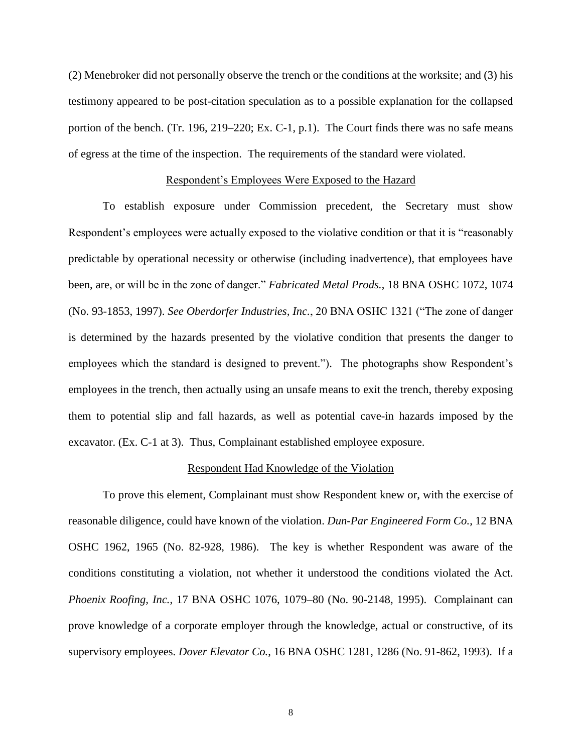(2) Menebroker did not personally observe the trench or the conditions at the worksite; and (3) his testimony appeared to be post-citation speculation as to a possible explanation for the collapsed portion of the bench. (Tr. 196, 219–220; Ex. C-1, p.1). The Court finds there was no safe means of egress at the time of the inspection. The requirements of the standard were violated.

<u>Respondent's Employees Were Exposed to the Hazard</u>

To establish exposure under Commission precedent, the Secretary must show Respondent's employees were actually exposed to the violative condition or that it is "reasonably predictable by operational necessity or otherwise (including inadvertence), that employees have been, are, or will be in the zone of danger." *Fabricated Metal Prods.*, 18 BNA OSHC 1072, 1074 (No. 93-1853, 1997). *See Oberdorfer Industries, Inc.*, 20 BNA OSHC 1321 ("The zone of danger is determined by the hazards presented by the violative condition that presents the danger to employees which the standard is designed to prevent."). The photographs show Respondent's employees in the trench, then actually using an unsafe means to exit the trench, thereby exposing them to potential slip and fall hazards, as well as potential cave-in hazards imposed by the excavator. (Ex. C-1 at 3). Thus, Complainant established employee exposure.

<u>Respondent Had Knowledge of the Violation</u>

To prove this element, Complainant must show Respondent knew or, with the exercise of reasonable diligence, could have known of the violation. *Dun-Par Engineered Form Co.*, 12 BNA OSHC 1962, 1965 (No. 82-928, 1986). The key is whether Respondent was aware of the conditions constituting a violation, not whether it understood the conditions violated the Act. *Phoenix Roofing, Inc.*, 17 BNA OSHC 1076, 1079–80 (No. 90-2148, 1995). Complainant can prove knowledge of a corporate employer through the knowledge, actual or constructive, of its supervisory employees. *Dover Elevator Co.*, 16 BNA OSHC 1281, 1286 (No. 91-862, 1993). If a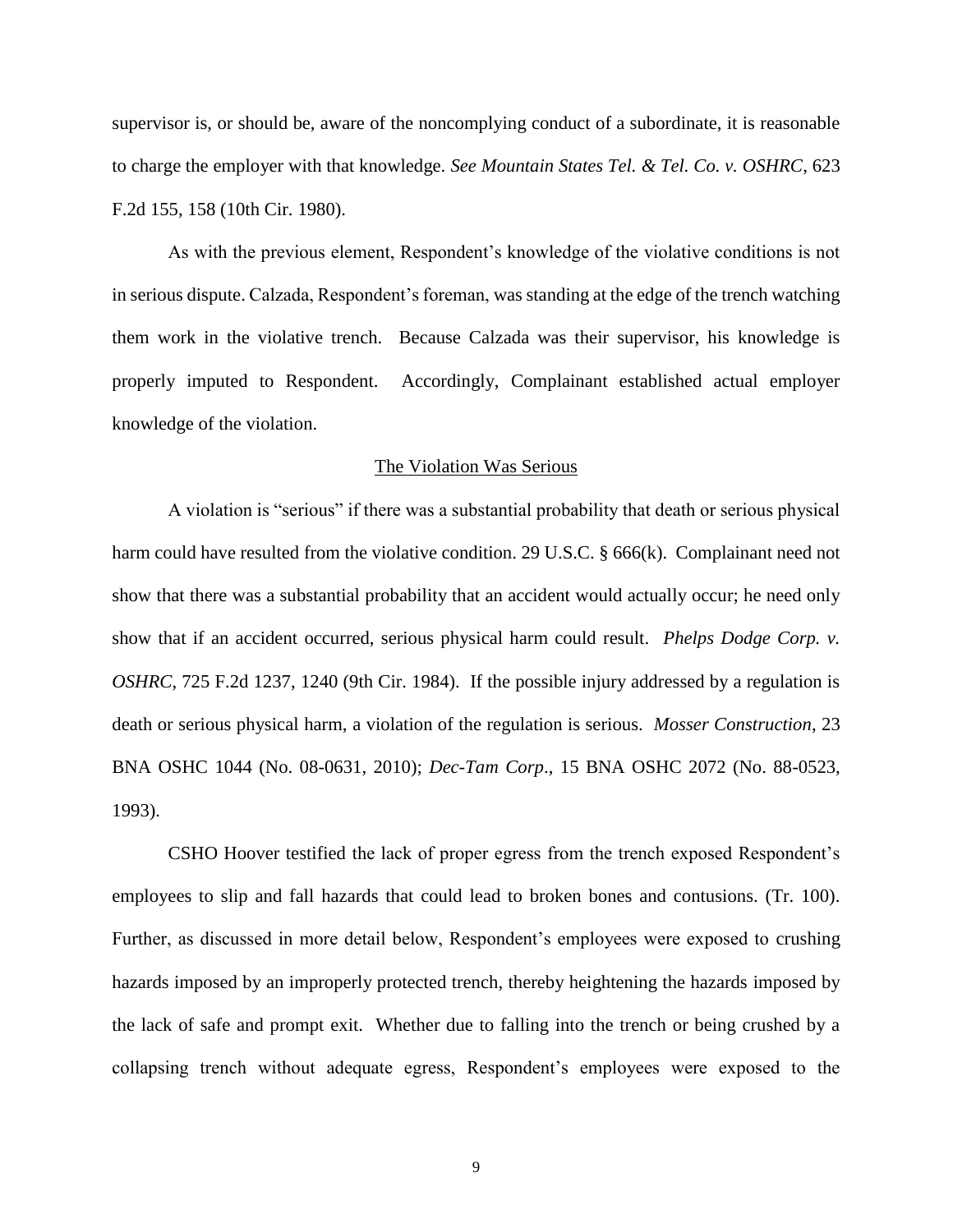supervisor is, or should be, aware of the noncomplying conduct of a subordinate, it is reasonable to charge the employer with that knowledge. *See Mountain States Tel. & Tel. Co. v. OSHRC*, 623 F.2d 155, 158 (10th Cir. 1980).

As with the previous element, Respondent's knowledge of the violative conditions is not in serious dispute. Calzada, Respondent's foreman, was standing at the edge of the trench watching them work in the violative trench. Because Calzada was their supervisor, his knowledge is properly imputed to Respondent. Accordingly, Complainant established actual employer knowledge of the violation.

<u>The Violation Was Serious</u>

A violation is "serious" if there was a substantial probability that death or serious physical harm could have resulted from the violative condition. 29 U.S.C. § 666(k). Complainant need not show that there was a substantial probability that an accident would actually occur; he need only show that if an accident occurred, serious physical harm could result. *Phelps Dodge Corp. v. OSHRC*, 725 F.2d 1237, 1240 (9th Cir. 1984). If the possible injury addressed by a regulation is death or serious physical harm, a violation of the regulation is serious. *Mosser Construction*, 23 BNA OSHC 1044 (No. 08-0631, 2010); *Dec-Tam Corp*., 15 BNA OSHC 2072 (No. 88-0523, 1993).

CSHO Hoover testified the lack of proper egress from the trench exposed Respondent's employees to slip and fall hazards that could lead to broken bones and contusions. (Tr. 100). Further, as discussed in more detail below, Respondent's employees were exposed to crushing hazards imposed by an improperly protected trench, thereby heightening the hazards imposed by the lack of safe and prompt exit. Whether due to falling into the trench or being crushed by a collapsing trench without adequate egress, Respondent's employees were exposed to the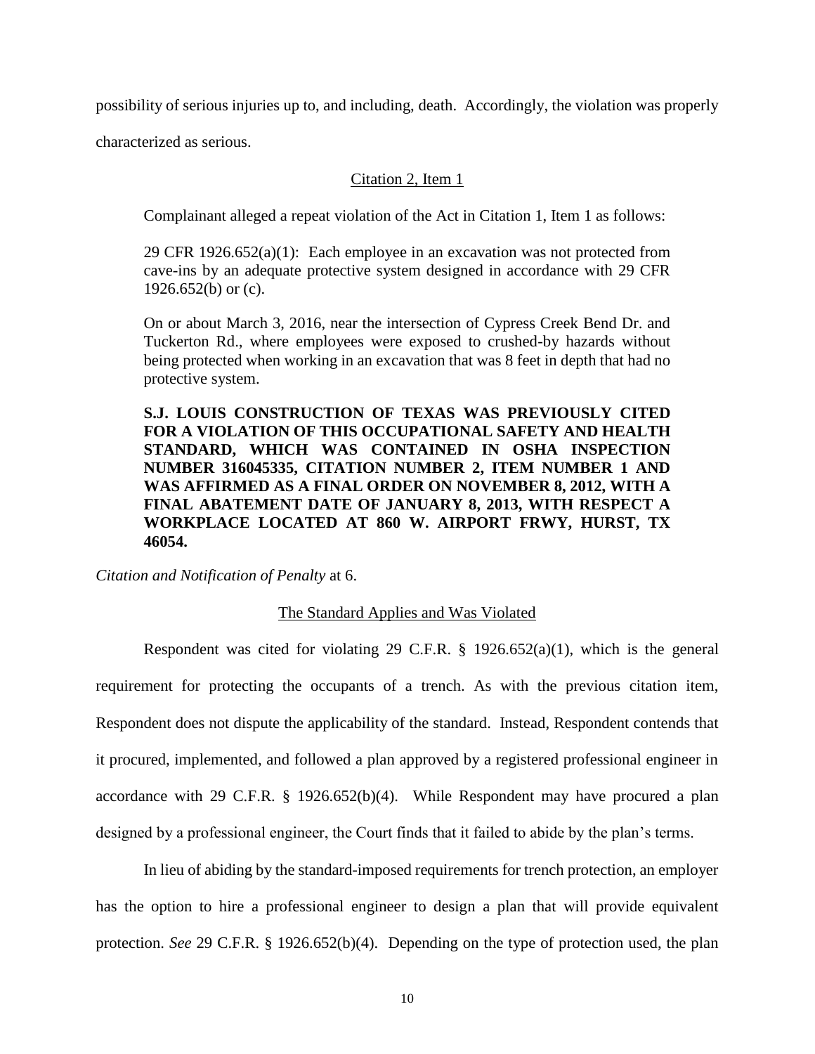possibility of serious injuries up to, and including, death. Accordingly, the violation was properly characterized as serious.

Citation 2, Item 1

Complainant alleged a repeat violation of the Act in Citation 1, Item 1 as follows:

> 29 CFR 1926.652(a)(1): Each employee in an excavation was not protected from cave-ins by an adequate protective system designed in accordance with 29 CFR 1926.652(b) or (c).
>
> On or about March 3, 2016, near the intersection of Cypress Creek Bend Dr. and Tuckerton Rd., where employees were exposed to crushed-by hazards without being protected when working in an excavation that was 8 feet in depth that had no protective system.
>
> **S.J. LOUIS CONSTRUCTION OF TEXAS WAS PREVIOUSLY CITED FOR A VIOLATION OF THIS OCCUPATIONAL SAFETY AND HEALTH STANDARD, WHICH WAS CONTAINED IN OSHA INSPECTION NUMBER 316045335, CITATION NUMBER 2, ITEM NUMBER 1 AND WAS AFFIRMED AS A FINAL ORDER ON NOVEMBER 8, 2012, WITH A FINAL ABATEMENT DATE OF JANUARY 8, 2013, WITH RESPECT A WORKPLACE LOCATED AT 860 W. AIRPORT FRWY, HURST, TX 46054.**

*Citation and Notification of Penalty* at 6.

The Standard Applies and Was Violated

Respondent was cited for violating 29 C.F.R. § 1926.652(a)(1), which is the general requirement for protecting the occupants of a trench. As with the previous citation item, Respondent does not dispute the applicability of the standard. Instead, Respondent contends that it procured, implemented, and followed a plan approved by a registered professional engineer in accordance with 29 C.F.R. § 1926.652(b)(4). While Respondent may have procured a plan designed by a professional engineer, the Court finds that it failed to abide by the plan's terms.

In lieu of abiding by the standard-imposed requirements for trench protection, an employer has the option to hire a professional engineer to design a plan that will provide equivalent protection. *See* 29 C.F.R. § 1926.652(b)(4). Depending on the type of protection used, the plan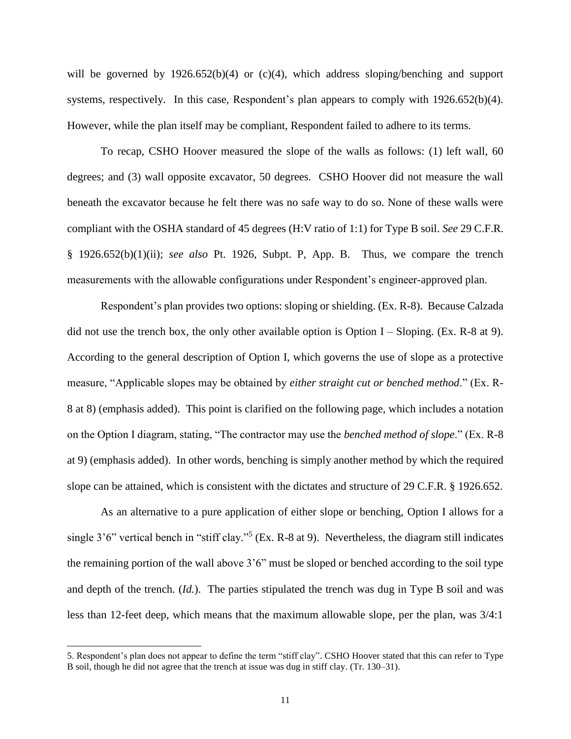will be governed by 1926.652(b)(4) or (c)(4), which address sloping/benching and support systems, respectively. In this case, Respondent's plan appears to comply with 1926.652(b)(4). However, while the plan itself may be compliant, Respondent failed to adhere to its terms.

To recap, CSHO Hoover measured the slope of the walls as follows: (1) left wall, 60 degrees; and (3) wall opposite excavator, 50 degrees. CSHO Hoover did not measure the wall beneath the excavator because he felt there was no safe way to do so. None of these walls were compliant with the OSHA standard of 45 degrees (H:V ratio of 1:1) for Type B soil. *See* 29 C.F.R. § 1926.652(b)(1)(ii); *see also* Pt. 1926, Subpt. P, App. B. Thus, we compare the trench measurements with the allowable configurations under Respondent's engineer-approved plan.

Respondent's plan provides two options: sloping or shielding. (Ex. R-8). Because Calzada did not use the trench box, the only other available option is Option I – Sloping. (Ex. R-8 at 9). According to the general description of Option I, which governs the use of slope as a protective measure, "Applicable slopes may be obtained by *either straight cut or benched method*." (Ex. R-8 at 8) (emphasis added). This point is clarified on the following page, which includes a notation on the Option I diagram, stating, "The contractor may use the *benched method of slope*." (Ex. R-8 at 9) (emphasis added). In other words, benching is simply another method by which the required slope can be attained, which is consistent with the dictates and structure of 29 C.F.R. § 1926.652.

As an alternative to a pure application of either slope or benching, Option I allows for a single 3'6" vertical bench in "stiff clay."[5] (Ex. R-8 at 9). Nevertheless, the diagram still indicates the remaining portion of the wall above 3'6" must be sloped or benched according to the soil type and depth of the trench. (*Id.*). The parties stipulated the trench was dug in Type B soil and was less than 12-feet deep, which means that the maximum allowable slope, per the plan, was 3/4:1

5. Respondent's plan does not appear to define the term "stiff clay". CSHO Hoover stated that this can refer to Type B soil, though he did not agree that the trench at issue was dug in stiff clay. (Tr. 130–31).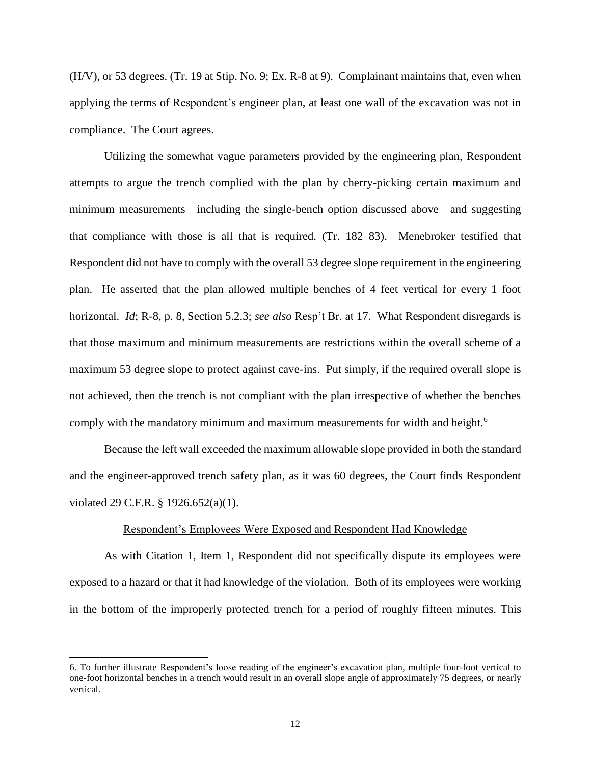(H/V), or 53 degrees. (Tr. 19 at Stip. No. 9; Ex. R-8 at 9). Complainant maintains that, even when applying the terms of Respondent's engineer plan, at least one wall of the excavation was not in compliance. The Court agrees.

Utilizing the somewhat vague parameters provided by the engineering plan, Respondent attempts to argue the trench complied with the plan by cherry-picking certain maximum and minimum measurements—including the single-bench option discussed above—and suggesting that compliance with those is all that is required. (Tr. 182–83). Menebroker testified that Respondent did not have to comply with the overall 53 degree slope requirement in the engineering plan. He asserted that the plan allowed multiple benches of 4 feet vertical for every 1 foot horizontal. *Id*; R-8, p. 8, Section 5.2.3; *see also* Resp't Br. at 17. What Respondent disregards is that those maximum and minimum measurements are restrictions within the overall scheme of a maximum 53 degree slope to protect against cave-ins. Put simply, if the required overall slope is not achieved, then the trench is not compliant with the plan irrespective of whether the benches comply with the mandatory minimum and maximum measurements for width and height.[6]

Because the left wall exceeded the maximum allowable slope provided in both the standard and the engineer-approved trench safety plan, as it was 60 degrees, the Court finds Respondent violated 29 C.F.R. § 1926.652(a)(1).

<u>Respondent's Employees Were Exposed and Respondent Had Knowledge</u>

As with Citation 1, Item 1, Respondent did not specifically dispute its employees were exposed to a hazard or that it had knowledge of the violation. Both of its employees were working in the bottom of the improperly protected trench for a period of roughly fifteen minutes. This

6. To further illustrate Respondent's loose reading of the engineer's excavation plan, multiple four-foot vertical to one-foot horizontal benches in a trench would result in an overall slope angle of approximately 75 degrees, or nearly vertical.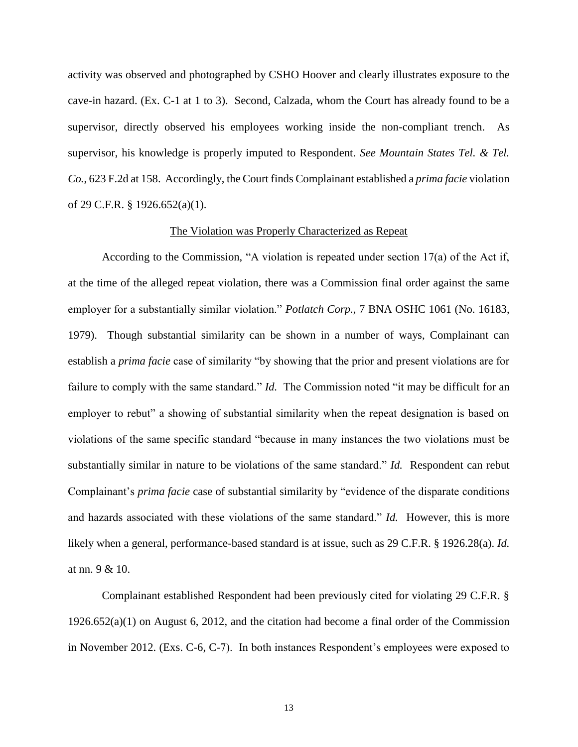activity was observed and photographed by CSHO Hoover and clearly illustrates exposure to the cave-in hazard. (Ex. C-1 at 1 to 3). Second, Calzada, whom the Court has already found to be a supervisor, directly observed his employees working inside the non-compliant trench. As supervisor, his knowledge is properly imputed to Respondent. *See Mountain States Tel. & Tel. Co.*, 623 F.2d at 158. Accordingly, the Court finds Complainant established a *prima facie* violation of 29 C.F.R. § 1926.652(a)(1).

<u>The Violation was Properly Characterized as Repeat</u>

According to the Commission, "A violation is repeated under section 17(a) of the Act if, at the time of the alleged repeat violation, there was a Commission final order against the same employer for a substantially similar violation." *Potlatch Corp.*, 7 BNA OSHC 1061 (No. 16183, 1979). Though substantial similarity can be shown in a number of ways, Complainant can establish a *prima facie* case of similarity "by showing that the prior and present violations are for failure to comply with the same standard." *Id.* The Commission noted "it may be difficult for an employer to rebut" a showing of substantial similarity when the repeat designation is based on violations of the same specific standard "because in many instances the two violations must be substantially similar in nature to be violations of the same standard." *Id.* Respondent can rebut Complainant's *prima facie* case of substantial similarity by "evidence of the disparate conditions and hazards associated with these violations of the same standard." *Id.* However, this is more likely when a general, performance-based standard is at issue, such as 29 C.F.R. § 1926.28(a). *Id.* at nn. 9 & 10.

Complainant established Respondent had been previously cited for violating 29 C.F.R. § 1926.652(a)(1) on August 6, 2012, and the citation had become a final order of the Commission in November 2012. (Exs. C-6, C-7). In both instances Respondent's employees were exposed to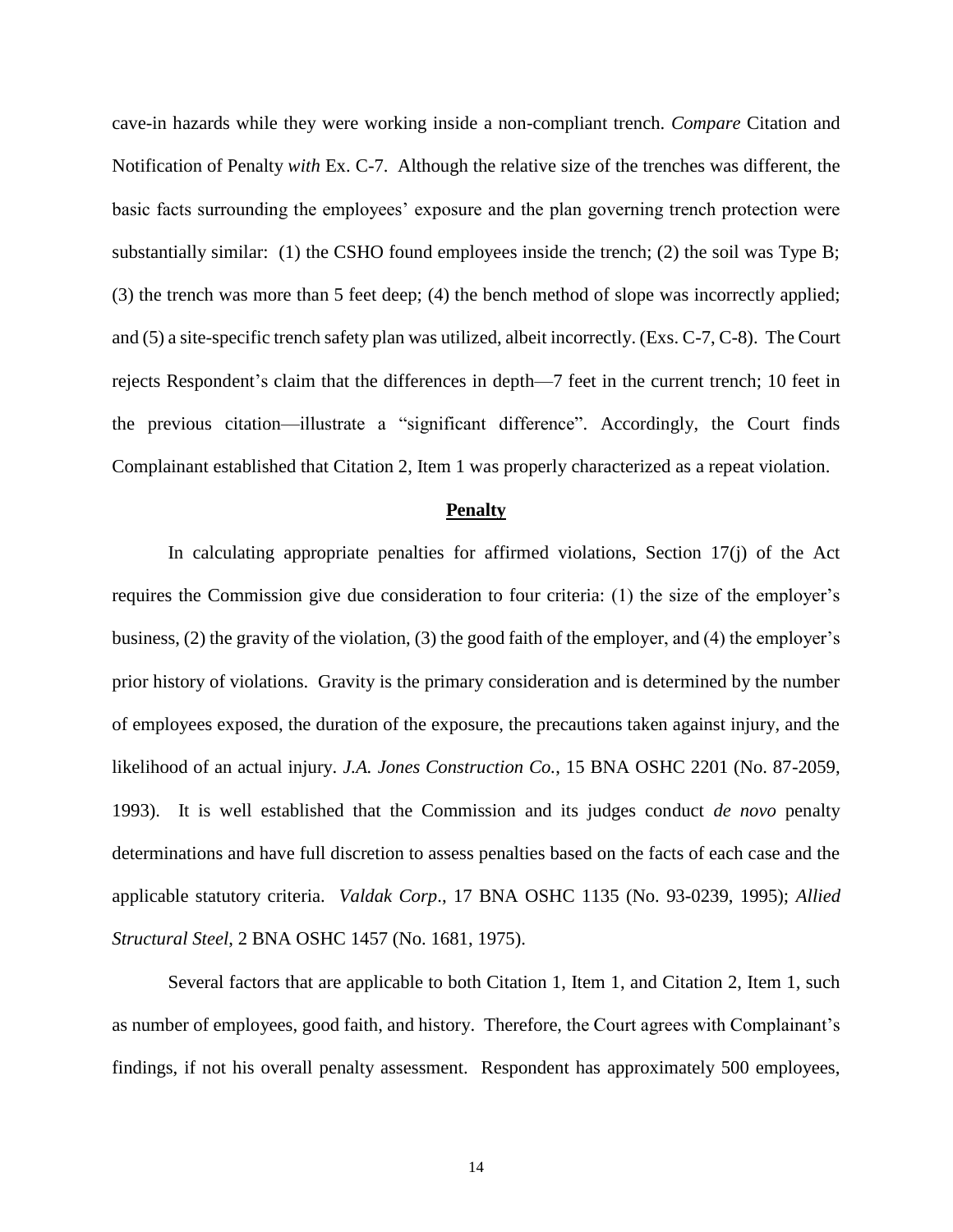cave-in hazards while they were working inside a non-compliant trench. *Compare* Citation and Notification of Penalty *with* Ex. C-7. Although the relative size of the trenches was different, the basic facts surrounding the employees' exposure and the plan governing trench protection were substantially similar: (1) the CSHO found employees inside the trench; (2) the soil was Type B; (3) the trench was more than 5 feet deep; (4) the bench method of slope was incorrectly applied; and (5) a site-specific trench safety plan was utilized, albeit incorrectly. (Exs. C-7, C-8). The Court rejects Respondent's claim that the differences in depth—7 feet in the current trench; 10 feet in the previous citation—illustrate a "significant difference". Accordingly, the Court finds Complainant established that Citation 2, Item 1 was properly characterized as a repeat violation.

## **Penalty**

In calculating appropriate penalties for affirmed violations, Section 17(j) of the Act requires the Commission give due consideration to four criteria: (1) the size of the employer's business, (2) the gravity of the violation, (3) the good faith of the employer, and (4) the employer's prior history of violations. Gravity is the primary consideration and is determined by the number of employees exposed, the duration of the exposure, the precautions taken against injury, and the likelihood of an actual injury. *J.A. Jones Construction Co.*, 15 BNA OSHC 2201 (No. 87-2059, 1993). It is well established that the Commission and its judges conduct *de novo* penalty determinations and have full discretion to assess penalties based on the facts of each case and the applicable statutory criteria. *Valdak Corp*., 17 BNA OSHC 1135 (No. 93-0239, 1995); *Allied Structural Steel*, 2 BNA OSHC 1457 (No. 1681, 1975).

Several factors that are applicable to both Citation 1, Item 1, and Citation 2, Item 1, such as number of employees, good faith, and history. Therefore, the Court agrees with Complainant's findings, if not his overall penalty assessment. Respondent has approximately 500 employees,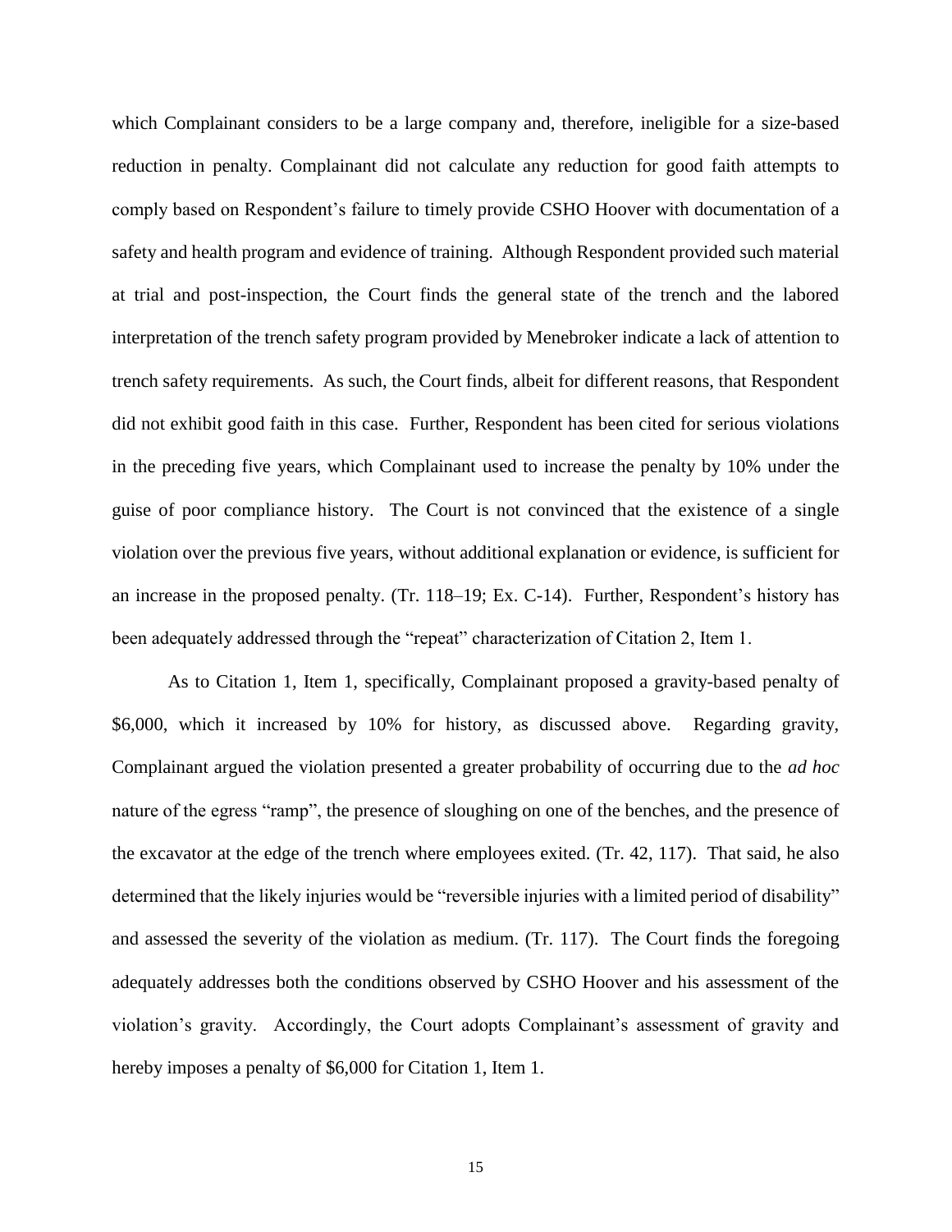which Complainant considers to be a large company and, therefore, ineligible for a size-based reduction in penalty. Complainant did not calculate any reduction for good faith attempts to comply based on Respondent's failure to timely provide CSHO Hoover with documentation of a safety and health program and evidence of training. Although Respondent provided such material at trial and post-inspection, the Court finds the general state of the trench and the labored interpretation of the trench safety program provided by Menebroker indicate a lack of attention to trench safety requirements. As such, the Court finds, albeit for different reasons, that Respondent did not exhibit good faith in this case. Further, Respondent has been cited for serious violations in the preceding five years, which Complainant used to increase the penalty by 10% under the guise of poor compliance history. The Court is not convinced that the existence of a single violation over the previous five years, without additional explanation or evidence, is sufficient for an increase in the proposed penalty. (Tr. 118–19; Ex. C-14). Further, Respondent's history has been adequately addressed through the "repeat" characterization of Citation 2, Item 1.

As to Citation 1, Item 1, specifically, Complainant proposed a gravity-based penalty of $6,000, which it increased by 10% for history, as discussed above. Regarding gravity, Complainant argued the violation presented a greater probability of occurring due to the *ad hoc* nature of the egress "ramp", the presence of sloughing on one of the benches, and the presence of the excavator at the edge of the trench where employees exited. (Tr. 42, 117). That said, he also determined that the likely injuries would be "reversible injuries with a limited period of disability" and assessed the severity of the violation as medium. (Tr. 117). The Court finds the foregoing adequately addresses both the conditions observed by CSHO Hoover and his assessment of the violation's gravity. Accordingly, the Court adopts Complainant's assessment of gravity and hereby imposes a penalty of $6,000 for Citation 1, Item 1.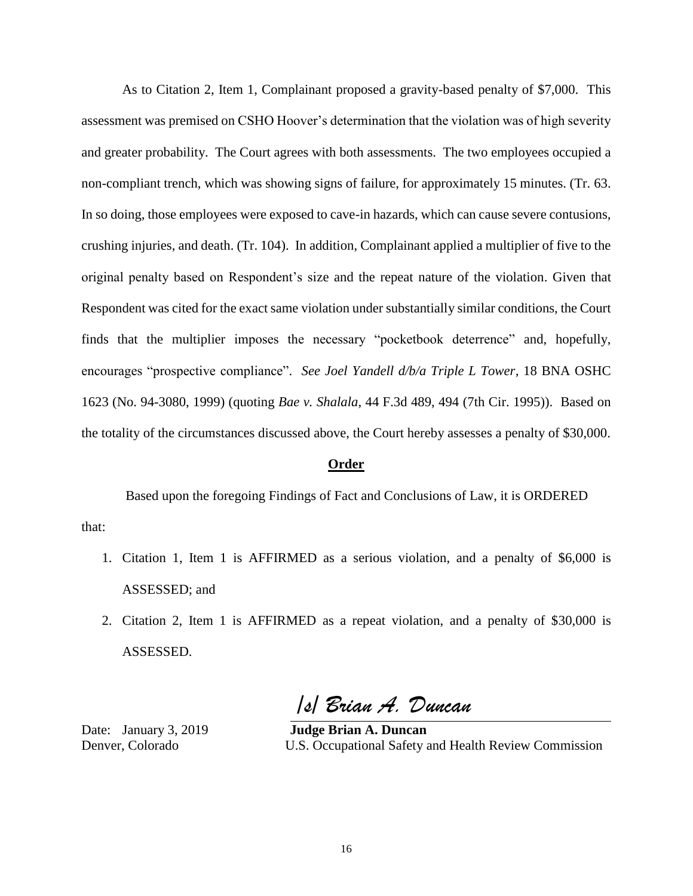As to Citation 2, Item 1, Complainant proposed a gravity-based penalty of $7,000. This assessment was premised on CSHO Hoover's determination that the violation was of high severity and greater probability. The Court agrees with both assessments. The two employees occupied a non-compliant trench, which was showing signs of failure, for approximately 15 minutes. (Tr. 63. In so doing, those employees were exposed to cave-in hazards, which can cause severe contusions, crushing injuries, and death. (Tr. 104). In addition, Complainant applied a multiplier of five to the original penalty based on Respondent's size and the repeat nature of the violation. Given that Respondent was cited for the exact same violation under substantially similar conditions, the Court finds that the multiplier imposes the necessary "pocketbook deterrence" and, hopefully, encourages "prospective compliance". *See Joel Yandell d/b/a Triple L Tower*, 18 BNA OSHC 1623 (No. 94-3080, 1999) (quoting *Bae v. Shalala*, 44 F.3d 489, 494 (7th Cir. 1995)). Based on the totality of the circumstances discussed above, the Court hereby assesses a penalty of $30,000.

## **Order**

Based upon the foregoing Findings of Fact and Conclusions of Law, it is ORDERED that:

1. Citation 1, Item 1 is AFFIRMED as a serious violation, and a penalty of $6,000 is ASSESSED; and
2. Citation 2, Item 1 is AFFIRMED as a repeat violation, and a penalty of $30,000 is ASSESSED.

*/s/ Brian A. Duncan*

Date: January 3, 2019
Denver, Colorado

**Judge Brian A. Duncan**
U.S. Occupational Safety and Health Review Commission